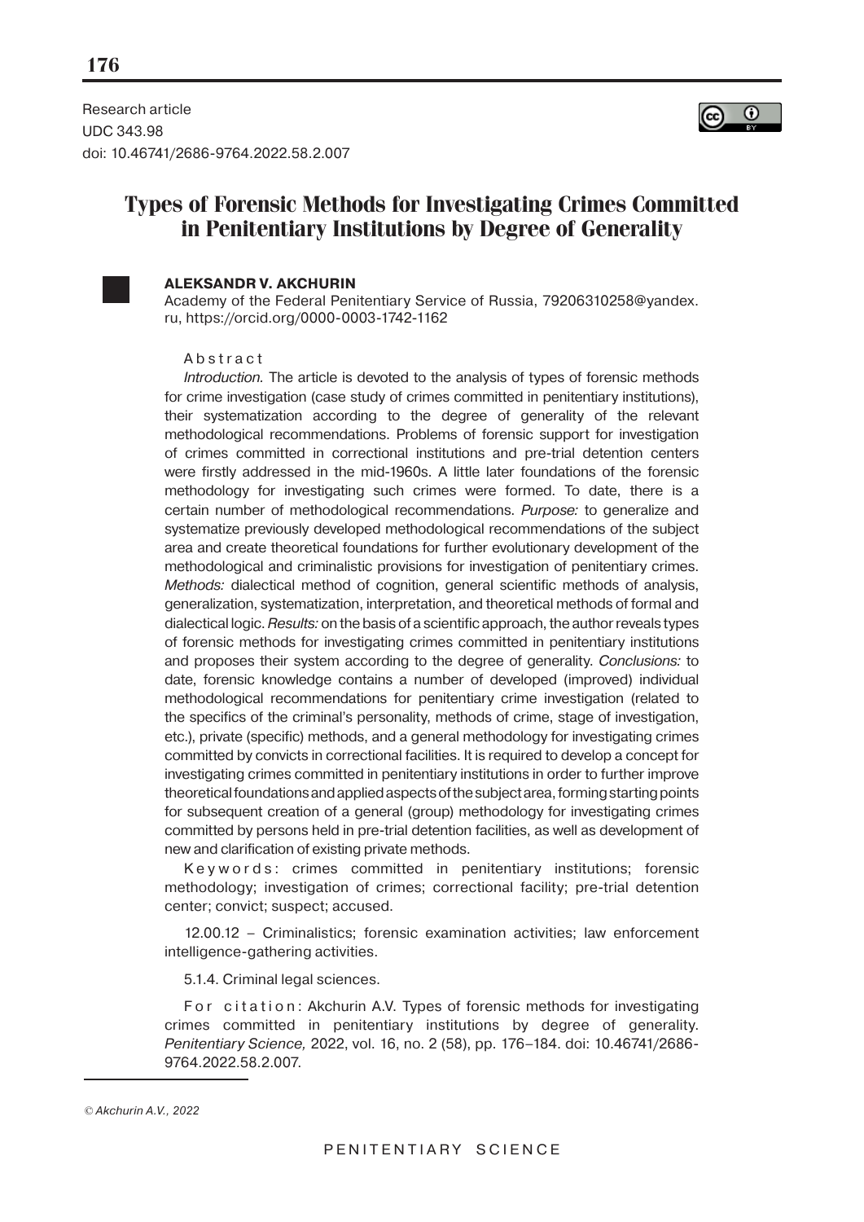Research article
UDC 343.98
doi: 10.46741/2686-9764.2022.58.2.007

# Types of Forensic Methods for Investigating Crimes Committed in Penitentiary Institutions by Degree of Generality

**ALEKSANDR V. AKCHURIN**

Academy of the Federal Penitentiary Service of Russia, 79206310258@yandex.ru, https://orcid.org/0000-0003-1742-1162

Abstract

*Introduction.* The article is devoted to the analysis of types of forensic methods for crime investigation (case study of crimes committed in penitentiary institutions), their systematization according to the degree of generality of the relevant methodological recommendations. Problems of forensic support for investigation of crimes committed in correctional institutions and pre-trial detention centers were firstly addressed in the mid-1960s. A little later foundations of the forensic methodology for investigating such crimes were formed. To date, there is a certain number of methodological recommendations. *Purpose:* to generalize and systematize previously developed methodological recommendations of the subject area and create theoretical foundations for further evolutionary development of the methodological and criminalistic provisions for investigation of penitentiary crimes. *Methods:* dialectical method of cognition, general scientific methods of analysis, generalization, systematization, interpretation, and theoretical methods of formal and dialectical logic. *Results:* on the basis of a scientific approach, the author reveals types of forensic methods for investigating crimes committed in penitentiary institutions and proposes their system according to the degree of generality. *Conclusions:* to date, forensic knowledge contains a number of developed (improved) individual methodological recommendations for penitentiary crime investigation (related to the specifics of the criminal's personality, methods of crime, stage of investigation, etc.), private (specific) methods, and a general methodology for investigating crimes committed by convicts in correctional facilities. It is required to develop a concept for investigating crimes committed in penitentiary institutions in order to further improve theoretical foundations and applied aspects of the subject area, forming starting points for subsequent creation of a general (group) methodology for investigating crimes committed by persons held in pre-trial detention facilities, as well as development of new and clarification of existing private methods.

Keywords: crimes committed in penitentiary institutions; forensic methodology; investigation of crimes; correctional facility; pre-trial detention center; convict; suspect; accused.

12.00.12 – Criminalistics; forensic examination activities; law enforcement intelligence-gathering activities.

5.1.4. Criminal legal sciences.

For citation: Akchurin A.V. Types of forensic methods for investigating crimes committed in penitentiary institutions by degree of generality. *Penitentiary Science,* 2022, vol. 16, no. 2 (58), pp. 176–184. doi: 10.46741/2686-9764.2022.58.2.007.

*© Akchurin A.V., 2022*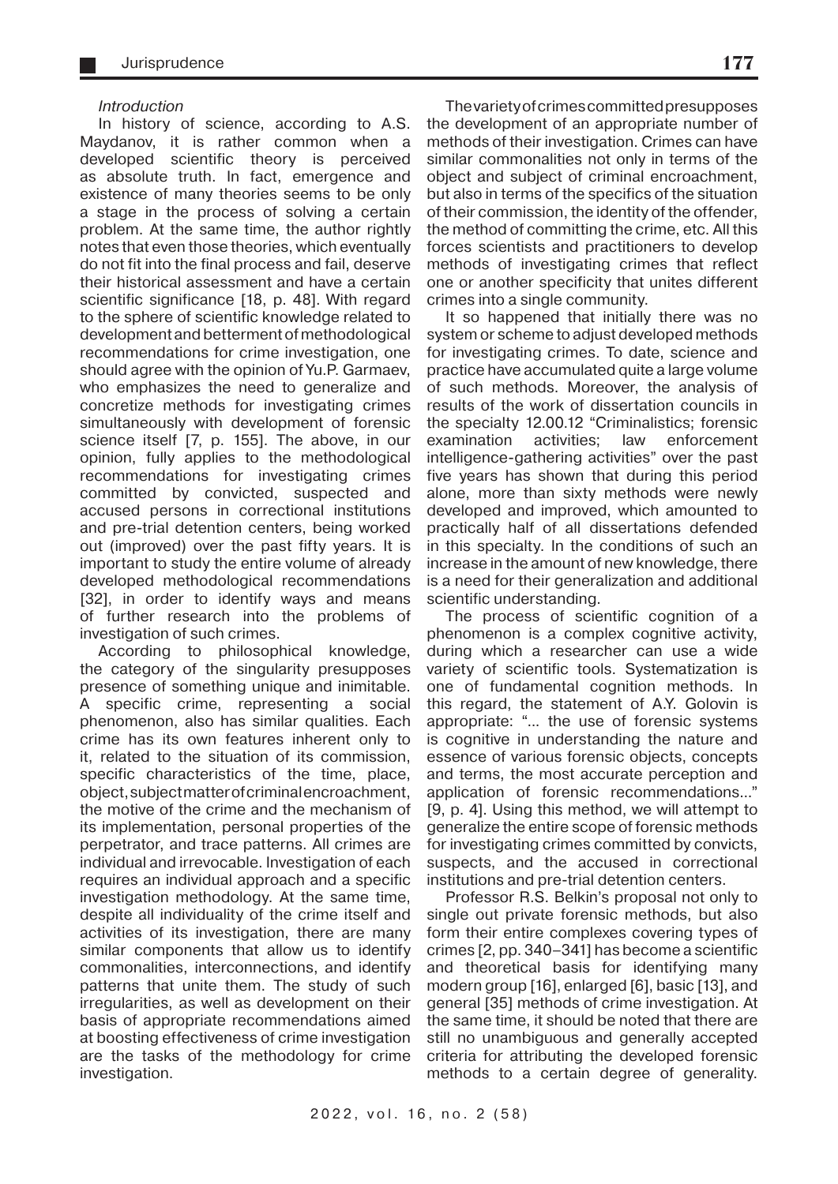### *Introduction*

In history of science, according to A.S. Maydanov, it is rather common when a developed scientific theory is perceived as absolute truth. In fact, emergence and existence of many theories seems to be only a stage in the process of solving a certain problem. At the same time, the author rightly notes that even those theories, which eventually do not fit into the final process and fail, deserve their historical assessment and have a certain scientific significance [18, p. 48]. With regard to the sphere of scientific knowledge related to development and betterment of methodological recommendations for crime investigation, one should agree with the opinion of Yu.P. Garmaev, who emphasizes the need to generalize and concretize methods for investigating crimes simultaneously with development of forensic science itself [7, p. 155]. The above, in our opinion, fully applies to the methodological recommendations for investigating crimes committed by convicted, suspected and accused persons in correctional institutions and pre-trial detention centers, being worked out (improved) over the past fifty years. It is important to study the entire volume of already developed methodological recommendations [32], in order to identify ways and means of further research into the problems of investigation of such crimes.

According to philosophical knowledge, the category of the singularity presupposes presence of something unique and inimitable. A specific crime, representing a social phenomenon, also has similar qualities. Each crime has its own features inherent only to it, related to the situation of its commission, specific characteristics of the time, place, object, subject matter of criminal encroachment, the motive of the crime and the mechanism of its implementation, personal properties of the perpetrator, and trace patterns. All crimes are individual and irrevocable. Investigation of each requires an individual approach and a specific investigation methodology. At the same time, despite all individuality of the crime itself and activities of its investigation, there are many similar components that allow us to identify commonalities, interconnections, and identify patterns that unite them. The study of such irregularities, as well as development on their basis of appropriate recommendations aimed at boosting effectiveness of crime investigation are the tasks of the methodology for crime investigation.

The variety of crimes committed presupposes the development of an appropriate number of methods of their investigation. Crimes can have similar commonalities not only in terms of the object and subject of criminal encroachment, but also in terms of the specifics of the situation of their commission, the identity of the offender, the method of committing the crime, etc. All this forces scientists and practitioners to develop methods of investigating crimes that reflect one or another specificity that unites different crimes into a single community.

It so happened that initially there was no system or scheme to adjust developed methods for investigating crimes. To date, science and practice have accumulated quite a large volume of such methods. Moreover, the analysis of results of the work of dissertation councils in the specialty 12.00.12 "Criminalistics; forensic examination activities; law enforcement intelligence-gathering activities" over the past five years has shown that during this period alone, more than sixty methods were newly developed and improved, which amounted to practically half of all dissertations defended in this specialty. In the conditions of such an increase in the amount of new knowledge, there is a need for their generalization and additional scientific understanding.

The process of scientific cognition of a phenomenon is a complex cognitive activity, during which a researcher can use a wide variety of scientific tools. Systematization is one of fundamental cognition methods. In this regard, the statement of A.Y. Golovin is appropriate: "... the use of forensic systems is cognitive in understanding the nature and essence of various forensic objects, concepts and terms, the most accurate perception and application of forensic recommendations..." [9, p. 4]. Using this method, we will attempt to generalize the entire scope of forensic methods for investigating crimes committed by convicts, suspects, and the accused in correctional institutions and pre-trial detention centers.

Professor R.S. Belkin's proposal not only to single out private forensic methods, but also form their entire complexes covering types of crimes [2, pp. 340–341] has become a scientific and theoretical basis for identifying many modern group [16], enlarged [6], basic [13], and general [35] methods of crime investigation. At the same time, it should be noted that there are still no unambiguous and generally accepted criteria for attributing the developed forensic methods to a certain degree of generality.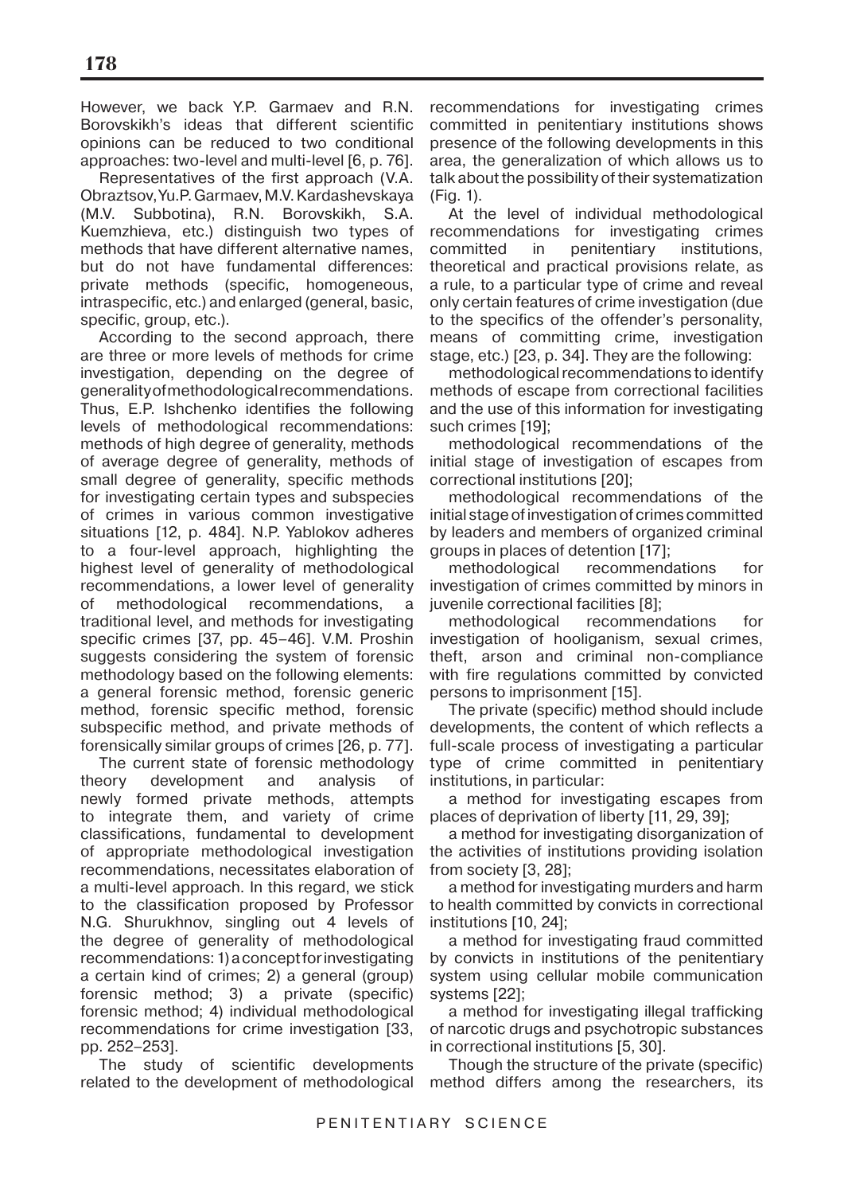However, we back Y.P. Garmaev and R.N. Borovskikh's ideas that different scientific opinions can be reduced to two conditional approaches: two-level and multi-level [6, p. 76].

Representatives of the first approach (V.A. Obraztsov, Yu.P. Garmaev, M.V. Kardashevskaya (M.V. Subbotina), R.N. Borovskikh, S.A. Kuemzhieva, etc.) distinguish two types of methods that have different alternative names, but do not have fundamental differences: private methods (specific, homogeneous, intraspecific, etc.) and enlarged (general, basic, specific, group, etc.).

According to the second approach, there are three or more levels of methods for crime investigation, depending on the degree of generality of methodological recommendations. Thus, E.P. Ishchenko identifies the following levels of methodological recommendations: methods of high degree of generality, methods of average degree of generality, methods of small degree of generality, specific methods for investigating certain types and subspecies of crimes in various common investigative situations [12, p. 484]. N.P. Yablokov adheres to a four-level approach, highlighting the highest level of generality of methodological recommendations, a lower level of generality of methodological recommendations, a traditional level, and methods for investigating specific crimes [37, pp. 45–46]. V.M. Proshin suggests considering the system of forensic methodology based on the following elements: a general forensic method, forensic generic method, forensic specific method, forensic subspecific method, and private methods of forensically similar groups of crimes [26, p. 77].

The current state of forensic methodology theory development and analysis of newly formed private methods, attempts to integrate them, and variety of crime classifications, fundamental to development of appropriate methodological investigation recommendations, necessitates elaboration of a multi-level approach. In this regard, we stick to the classification proposed by Professor N.G. Shurukhnov, singling out 4 levels of the degree of generality of methodological recommendations: 1) a concept for investigating a certain kind of crimes; 2) a general (group) forensic method; 3) a private (specific) forensic method; 4) individual methodological recommendations for crime investigation [33, pp. 252–253].

The study of scientific developments related to the development of methodological recommendations for investigating crimes committed in penitentiary institutions shows presence of the following developments in this area, the generalization of which allows us to talk about the possibility of their systematization (Fig. 1).

At the level of individual methodological recommendations for investigating crimes committed in penitentiary institutions, theoretical and practical provisions relate, as a rule, to a particular type of crime and reveal only certain features of crime investigation (due to the specifics of the offender's personality, means of committing crime, investigation stage, etc.) [23, p. 34]. They are the following:

methodological recommendations to identify methods of escape from correctional facilities and the use of this information for investigating such crimes [19];

methodological recommendations of the initial stage of investigation of escapes from correctional institutions [20];

methodological recommendations of the initial stage of investigation of crimes committed by leaders and members of organized criminal groups in places of detention [17];

methodological recommendations for investigation of crimes committed by minors in juvenile correctional facilities [8];

methodological recommendations for investigation of hooliganism, sexual crimes, theft, arson and criminal non-compliance with fire regulations committed by convicted persons to imprisonment [15].

The private (specific) method should include developments, the content of which reflects a full-scale process of investigating a particular type of crime committed in penitentiary institutions, in particular:

a method for investigating escapes from places of deprivation of liberty [11, 29, 39];

a method for investigating disorganization of the activities of institutions providing isolation from society [3, 28];

a method for investigating murders and harm to health committed by convicts in correctional institutions [10, 24];

a method for investigating fraud committed by convicts in institutions of the penitentiary system using cellular mobile communication systems [22];

a method for investigating illegal trafficking of narcotic drugs and psychotropic substances in correctional institutions [5, 30].

Though the structure of the private (specific) method differs among the researchers, its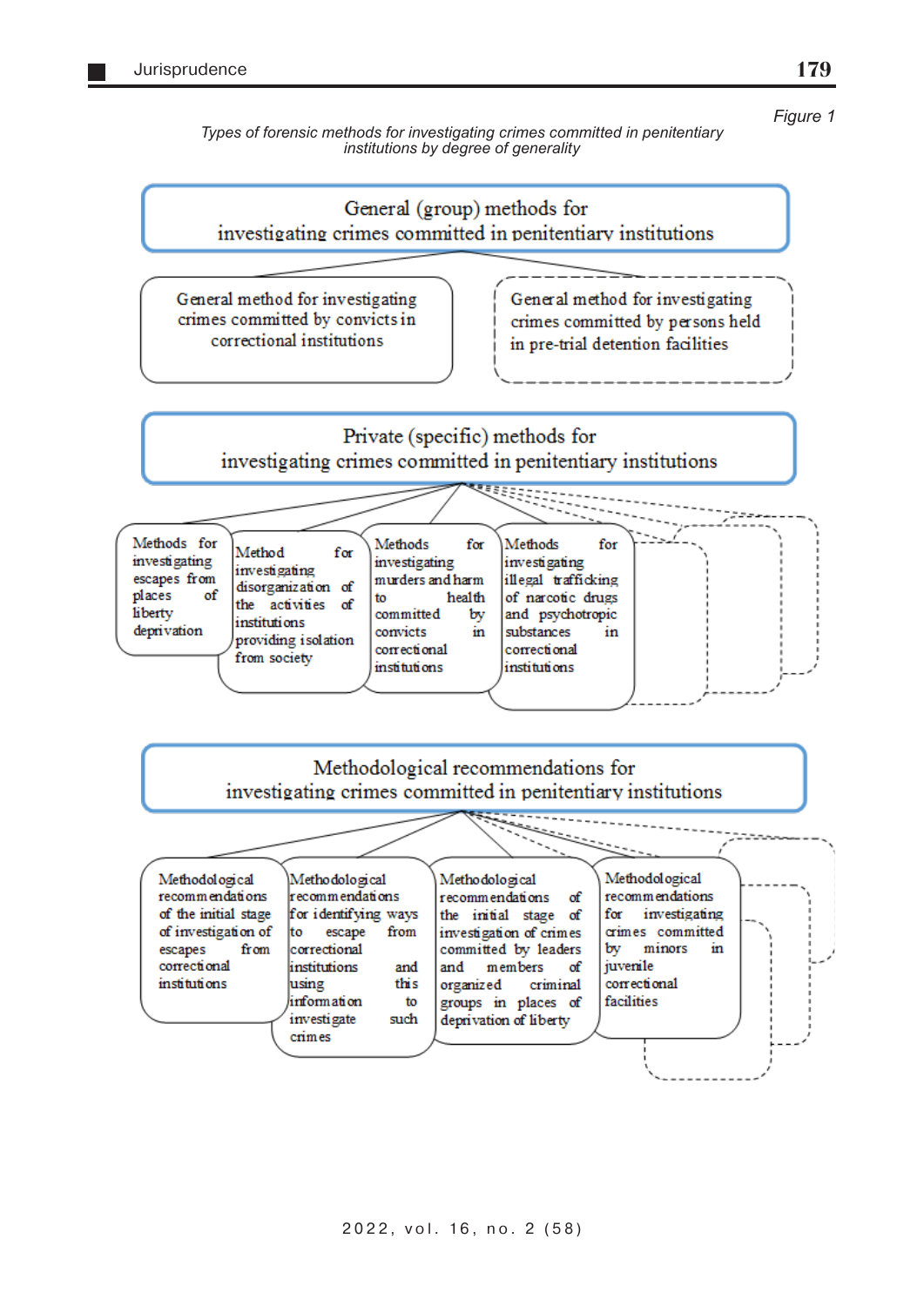*Figure 1*

*Types of forensic methods for investigating crimes committed in penitentiary institutions by degree of generality*

General (group) methods for investigating crimes committed in penitentiary institutions

- General method for investigating crimes committed by convicts in correctional institutions
- General method for investigating crimes committed by persons held in pre-trial detention facilities

Private (specific) methods for investigating crimes committed in penitentiary institutions

- Methods for investigating escapes from places of liberty deprivation
- Method for investigating disorganization of the activities of institutions providing isolation from society
- Methods for investigating murders and harm to health committed by convicts in correctional institutions
- Methods for investigating illegal trafficking of narcotic drugs and psychotropic substances in correctional institutions

Methodological recommendations for investigating crimes committed in penitentiary institutions

- Methodological recommendations of the initial stage of investigation of escapes from correctional institutions
- Methodological recommendations for identifying ways to escape from correctional institutions and using this information to investigate such crimes
- Methodological recommendations of the initial stage of investigation of crimes committed by leaders and members of organized criminal groups in places of deprivation of liberty
- Methodological recommendations for investigating crimes committed by minors in juvenile correctional facilities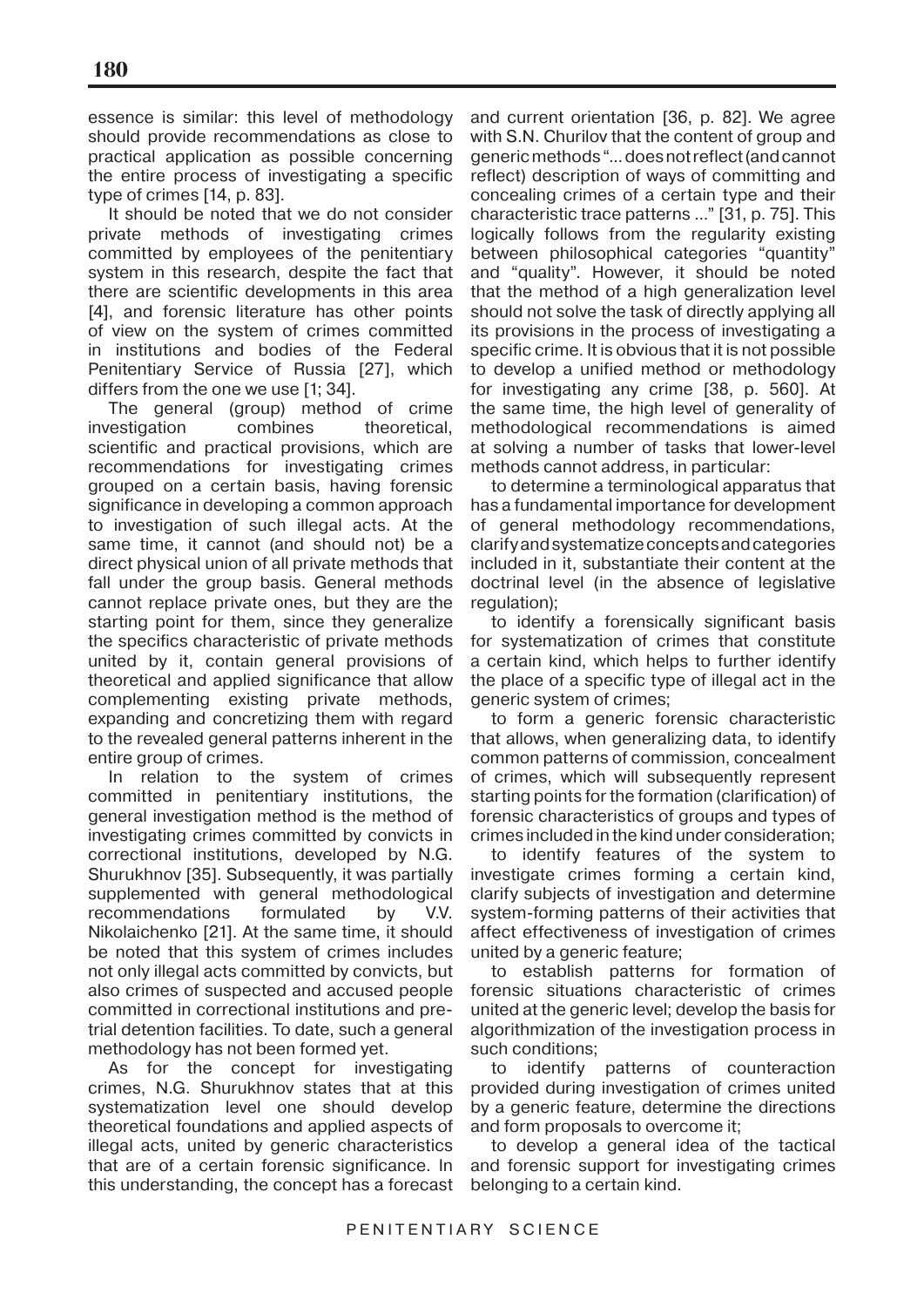essence is similar: this level of methodology should provide recommendations as close to practical application as possible concerning the entire process of investigating a specific type of crimes [14, p. 83].

It should be noted that we do not consider private methods of investigating crimes committed by employees of the penitentiary system in this research, despite the fact that there are scientific developments in this area [4], and forensic literature has other points of view on the system of crimes committed in institutions and bodies of the Federal Penitentiary Service of Russia [27], which differs from the one we use [1; 34].

The general (group) method of crime investigation combines theoretical, scientific and practical provisions, which are recommendations for investigating crimes grouped on a certain basis, having forensic significance in developing a common approach to investigation of such illegal acts. At the same time, it cannot (and should not) be a direct physical union of all private methods that fall under the group basis. General methods cannot replace private ones, but they are the starting point for them, since they generalize the specifics characteristic of private methods united by it, contain general provisions of theoretical and applied significance that allow complementing existing private methods, expanding and concretizing them with regard to the revealed general patterns inherent in the entire group of crimes.

In relation to the system of crimes committed in penitentiary institutions, the general investigation method is the method of investigating crimes committed by convicts in correctional institutions, developed by N.G. Shurukhnov [35]. Subsequently, it was partially supplemented with general methodological recommendations formulated by V.V. Nikolaichenko [21]. At the same time, it should be noted that this system of crimes includes not only illegal acts committed by convicts, but also crimes of suspected and accused people committed in correctional institutions and pre-trial detention facilities. To date, such a general methodology has not been formed yet.

As for the concept for investigating crimes, N.G. Shurukhnov states that at this systematization level one should develop theoretical foundations and applied aspects of illegal acts, united by generic characteristics that are of a certain forensic significance. In this understanding, the concept has a forecast and current orientation [36, p. 82]. We agree with S.N. Churilov that the content of group and generic methods "... does not reflect (and cannot reflect) description of ways of committing and concealing crimes of a certain type and their characteristic trace patterns ..." [31, p. 75]. This logically follows from the regularity existing between philosophical categories "quantity" and "quality". However, it should be noted that the method of a high generalization level should not solve the task of directly applying all its provisions in the process of investigating a specific crime. It is obvious that it is not possible to develop a unified method or methodology for investigating any crime [38, p. 560]. At the same time, the high level of generality of methodological recommendations is aimed at solving a number of tasks that lower-level methods cannot address, in particular:

to determine a terminological apparatus that has a fundamental importance for development of general methodology recommendations, clarify and systematize concepts and categories included in it, substantiate their content at the doctrinal level (in the absence of legislative regulation);

to identify a forensically significant basis for systematization of crimes that constitute a certain kind, which helps to further identify the place of a specific type of illegal act in the generic system of crimes;

to form a generic forensic characteristic that allows, when generalizing data, to identify common patterns of commission, concealment of crimes, which will subsequently represent starting points for the formation (clarification) of forensic characteristics of groups and types of crimes included in the kind under consideration;

to identify features of the system to investigate crimes forming a certain kind, clarify subjects of investigation and determine system-forming patterns of their activities that affect effectiveness of investigation of crimes united by a generic feature;

to establish patterns for formation of forensic situations characteristic of crimes united at the generic level; develop the basis for algorithmization of the investigation process in such conditions;

to identify patterns of counteraction provided during investigation of crimes united by a generic feature, determine the directions and form proposals to overcome it;

to develop a general idea of the tactical and forensic support for investigating crimes belonging to a certain kind.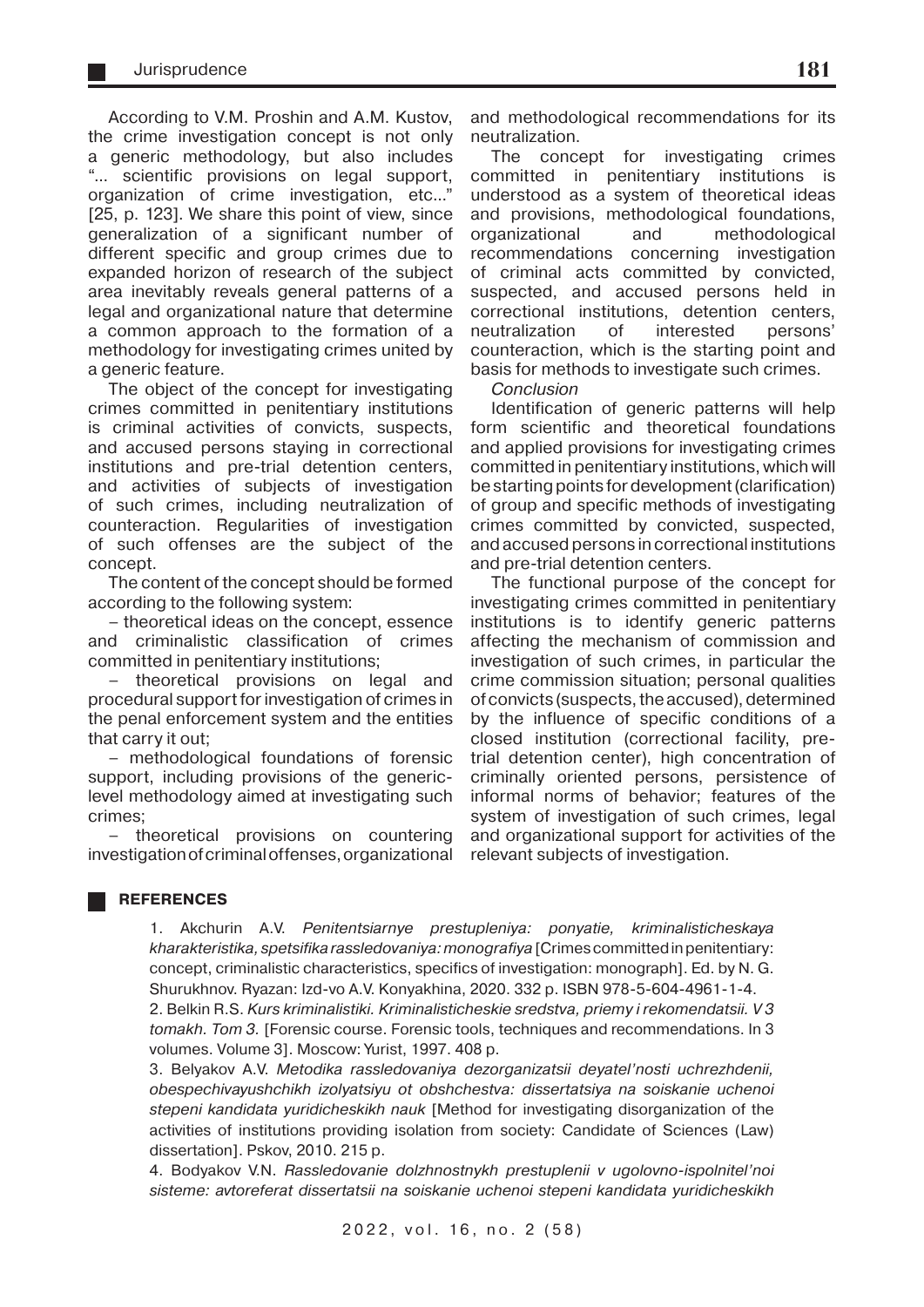According to V.M. Proshin and A.M. Kustov, the crime investigation concept is not only a generic methodology, but also includes "... scientific provisions on legal support, organization of crime investigation, etc..." [25, p. 123]. We share this point of view, since generalization of a significant number of different specific and group crimes due to expanded horizon of research of the subject area inevitably reveals general patterns of a legal and organizational nature that determine a common approach to the formation of a methodology for investigating crimes united by a generic feature.

The object of the concept for investigating crimes committed in penitentiary institutions is criminal activities of convicts, suspects, and accused persons staying in correctional institutions and pre-trial detention centers, and activities of subjects of investigation of such crimes, including neutralization of counteraction. Regularities of investigation of such offenses are the subject of the concept.

The content of the concept should be formed according to the following system:

– theoretical ideas on the concept, essence and criminalistic classification of crimes committed in penitentiary institutions;

– theoretical provisions on legal and procedural support for investigation of crimes in the penal enforcement system and the entities that carry it out;

– methodological foundations of forensic support, including provisions of the generic-level methodology aimed at investigating such crimes;

– theoretical provisions on countering investigation of criminal offenses, organizational and methodological recommendations for its neutralization.

The concept for investigating crimes committed in penitentiary institutions is understood as a system of theoretical ideas and provisions, methodological foundations, organizational and methodological recommendations concerning investigation of criminal acts committed by convicted, suspected, and accused persons held in correctional institutions, detention centers, neutralization of interested persons' counteraction, which is the starting point and basis for methods to investigate such crimes.

*Conclusion*

Identification of generic patterns will help form scientific and theoretical foundations and applied provisions for investigating crimes committed in penitentiary institutions, which will be starting points for development (clarification) of group and specific methods of investigating crimes committed by convicted, suspected, and accused persons in correctional institutions and pre-trial detention centers.

The functional purpose of the concept for investigating crimes committed in penitentiary institutions is to identify generic patterns affecting the mechanism of commission and investigation of such crimes, in particular the crime commission situation; personal qualities of convicts (suspects, the accused), determined by the influence of specific conditions of a closed institution (correctional facility, pre-trial detention center), high concentration of criminally oriented persons, persistence of informal norms of behavior; features of the system of investigation of such crimes, legal and organizational support for activities of the relevant subjects of investigation.

## REFERENCES

1. Akchurin A.V. *Penitentsiarnye prestupleniya: ponyatie, kriminalisticheskaya kharakteristika, spetsifika rassledovaniya: monografiya* [Crimes committed in penitentiary: concept, criminalistic characteristics, specifics of investigation: monograph]. Ed. by N. G. Shurukhnov. Ryazan: Izd-vo A.V. Konyakhina, 2020. 332 p. ISBN 978-5-604-4961-1-4.

2. Belkin R.S. *Kurs kriminalistiki. Kriminalisticheskie sredstva, priemy i rekomendatsii. V 3 tomakh. Tom 3.* [Forensic course. Forensic tools, techniques and recommendations. In 3 volumes. Volume 3]. Moscow: Yurist, 1997. 408 p.

3. Belyakov A.V. *Metodika rassledovaniya dezorganizatsii deyatel'nosti uchrezhdenii, obespechivayushchikh izolyatsiyu ot obshchestva: dissertatsiya na soiskanie uchenoi stepeni kandidata yuridicheskikh nauk* [Method for investigating disorganization of the activities of institutions providing isolation from society: Candidate of Sciences (Law) dissertation]. Pskov, 2010. 215 p.

4. Bodyakov V.N. *Rassledovanie dolzhnostnykh prestuplenii v ugolovno-ispolnitel'noi sisteme: avtoreferat dissertatsii na soiskanie uchenoi stepeni kandidata yuridicheskikh*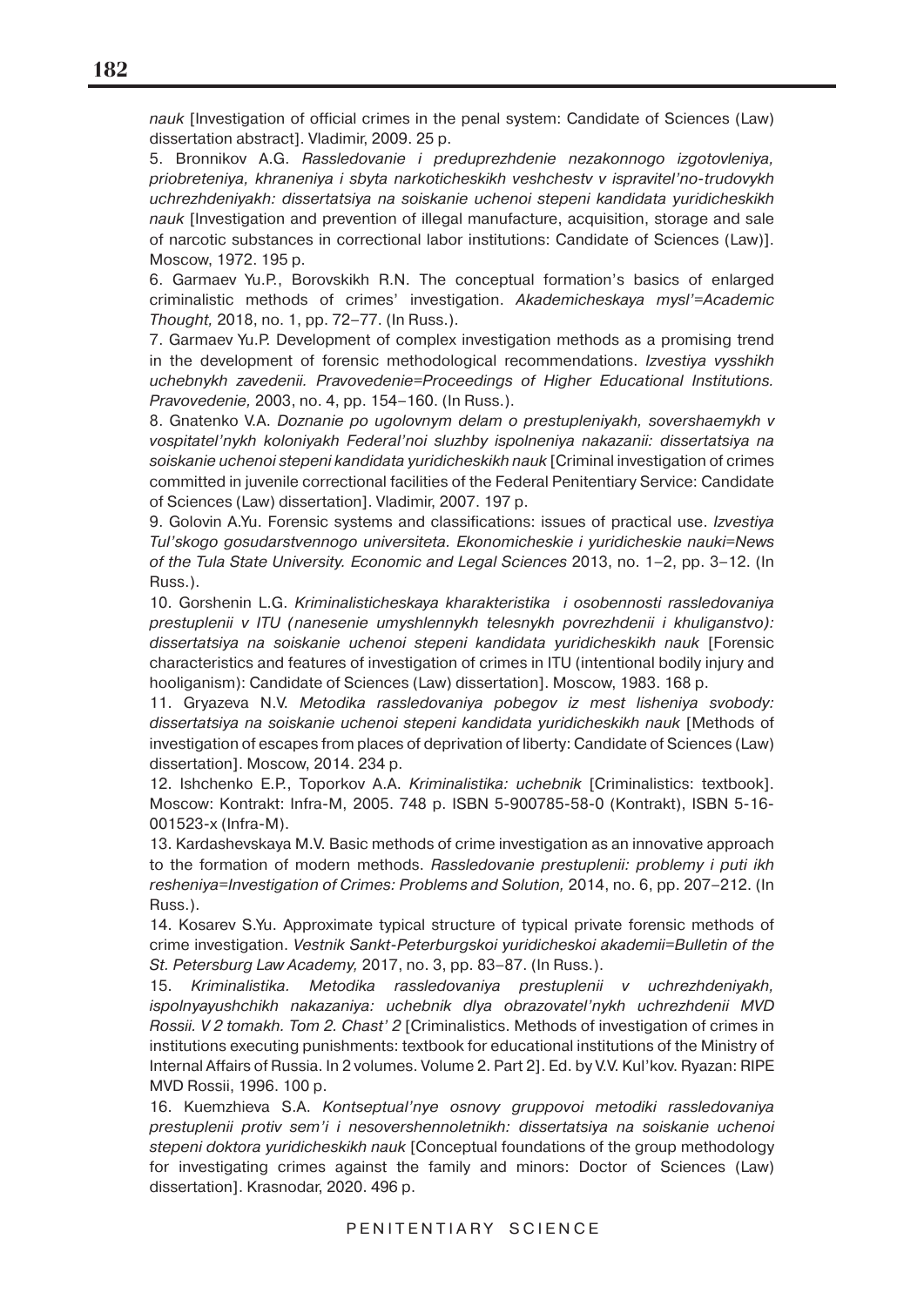*nauk* [Investigation of official crimes in the penal system: Candidate of Sciences (Law) dissertation abstract]. Vladimir, 2009. 25 p.

5. Bronnikov A.G. *Rassledovanie i preduprezhdenie nezakonnogo izgotovleniya, priobreteniya, khraneniya i sbyta narkoticheskikh veshchestv v ispravitel'no-trudovykh uchrezhdeniyakh: dissertatsiya na soiskanie uchenoi stepeni kandidata yuridicheskikh nauk* [Investigation and prevention of illegal manufacture, acquisition, storage and sale of narcotic substances in correctional labor institutions: Candidate of Sciences (Law)]. Moscow, 1972. 195 p.

6. Garmaev Yu.P., Borovskikh R.N. The conceptual formation's basics of enlarged criminalistic methods of crimes' investigation. *Akademicheskaya mysl'=Academic Thought,* 2018, no. 1, pp. 72–77. (In Russ.).

7. Garmaev Yu.P. Development of complex investigation methods as a promising trend in the development of forensic methodological recommendations. *Izvestiya vysshikh uchebnykh zavedenii. Pravovedenie=Proceedings of Higher Educational Institutions. Pravovedenie,* 2003, no. 4, pp. 154–160. (In Russ.).

8. Gnatenko V.A. *Doznanie po ugolovnym delam o prestupleniyakh, sovershaemykh v vospitatel'nykh koloniyakh Federal'noi sluzhby ispolneniya nakazanii: dissertatsiya na soiskanie uchenoi stepeni kandidata yuridicheskikh nauk* [Criminal investigation of crimes committed in juvenile correctional facilities of the Federal Penitentiary Service: Candidate of Sciences (Law) dissertation]. Vladimir, 2007. 197 p.

9. Golovin A.Yu. Forensic systems and classifications: issues of practical use. *Izvestiya Tul'skogo gosudarstvennogo universiteta. Ekonomicheskie i yuridicheskie nauki=News of the Tula State University. Economic and Legal Sciences* 2013, no. 1–2, pp. 3–12. (In Russ.).

10. Gorshenin L.G. *Kriminalisticheskaya kharakteristika i osobennosti rassledovaniya prestuplenii v ITU (nanesenie umyshlennykh telesnykh povrezhdenii i khuliganstvo): dissertatsiya na soiskanie uchenoi stepeni kandidata yuridicheskikh nauk* [Forensic characteristics and features of investigation of crimes in ITU (intentional bodily injury and hooliganism): Candidate of Sciences (Law) dissertation]. Moscow, 1983. 168 p.

11. Gryazeva N.V. *Metodika rassledovaniya pobegov iz mest lisheniya svobody: dissertatsiya na soiskanie uchenoi stepeni kandidata yuridicheskikh nauk* [Methods of investigation of escapes from places of deprivation of liberty: Candidate of Sciences (Law) dissertation]. Moscow, 2014. 234 p.

12. Ishchenko E.P., Toporkov A.A. *Kriminalistika: uchebnik* [Criminalistics: textbook]. Moscow: Kontrakt: Infra-M, 2005. 748 p. ISBN 5-900785-58-0 (Kontrakt), ISBN 5-16-001523-x (Infra-M).

13. Kardashevskaya M.V. Basic methods of crime investigation as an innovative approach to the formation of modern methods. *Rassledovanie prestuplenii: problemy i puti ikh resheniya=Investigation of Crimes: Problems and Solution,* 2014, no. 6, pp. 207–212. (In Russ.).

14. Kosarev S.Yu. Approximate typical structure of typical private forensic methods of crime investigation. *Vestnik Sankt-Peterburgskoi yuridicheskoi akademii=Bulletin of the St. Petersburg Law Academy,* 2017, no. 3, pp. 83–87. (In Russ.).

15. *Kriminalistika. Metodika rassledovaniya prestuplenii v uchrezhdeniyakh, ispolnyayushchikh nakazaniya: uchebnik dlya obrazovatel'nykh uchrezhdenii MVD Rossii. V 2 tomakh. Tom 2. Chast' 2* [Criminalistics. Methods of investigation of crimes in institutions executing punishments: textbook for educational institutions of the Ministry of Internal Affairs of Russia. In 2 volumes. Volume 2. Part 2]. Ed. by V.V. Kul'kov. Ryazan: RIPE MVD Rossii, 1996. 100 p.

16. Kuemzhieva S.A. *Kontseptual'nye osnovy gruppovoi metodiki rassledovaniya prestuplenii protiv sem'i i nesovershennoletnikh: dissertatsiya na soiskanie uchenoi stepeni doktora yuridicheskikh nauk* [Conceptual foundations of the group methodology for investigating crimes against the family and minors: Doctor of Sciences (Law) dissertation]. Krasnodar, 2020. 496 p.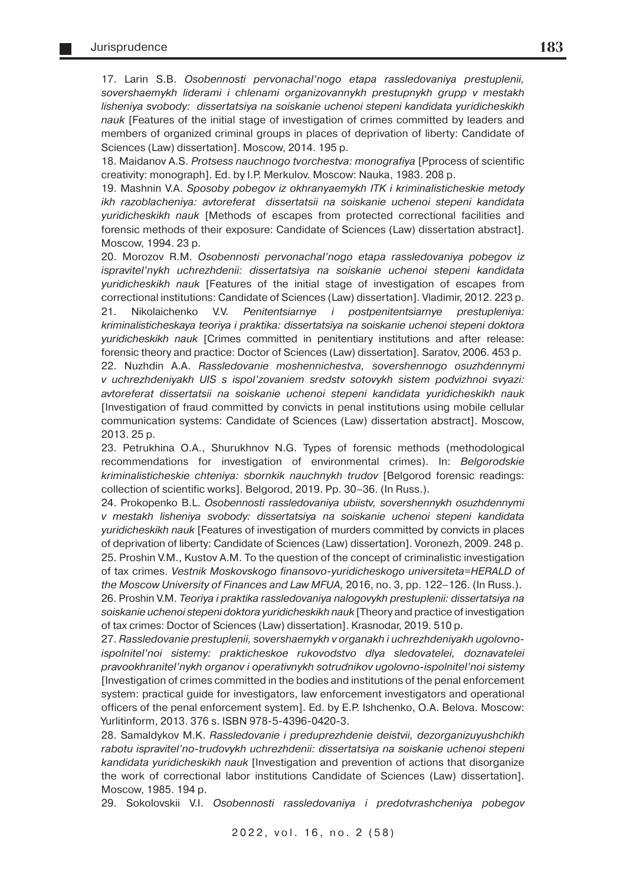17. Larin S.B. *Osobennosti pervonachal'nogo etapa rassledovaniya prestuplenii, sovershaemykh liderami i chlenami organizovannykh prestupnykh grupp v mestakh lisheniya svobody: dissertatsiya na soiskanie uchenoi stepeni kandidata yuridicheskikh nauk* [Features of the initial stage of investigation of crimes committed by leaders and members of organized criminal groups in places of deprivation of liberty: Candidate of Sciences (Law) dissertation]. Moscow, 2014. 195 p.

18. Maidanov A.S. *Protsess nauchnogo tvorchestva: monografiya* [Pprocess of scientific creativity: monograph]. Ed. by I.P. Merkulov. Moscow: Nauka, 1983. 208 p.

19. Mashnin V.A. *Sposoby pobegov iz okhranyaemykh ITK i kriminalisticheskie metody ikh razoblacheniya: avtoreferat dissertatsii na soiskanie uchenoi stepeni kandidata yuridicheskikh nauk* [Methods of escapes from protected correctional facilities and forensic methods of their exposure: Candidate of Sciences (Law) dissertation abstract]. Moscow, 1994. 23 p.

20. Morozov R.M. *Osobennosti pervonachal'nogo etapa rassledovaniya pobegov iz ispravitel'nykh uchrezhdenii: dissertatsiya na soiskanie uchenoi stepeni kandidata yuridicheskikh nauk* [Features of the initial stage of investigation of escapes from correctional institutions: Candidate of Sciences (Law) dissertation]. Vladimir, 2012. 223 p.

21. Nikolaichenko V.V. *Penitentsiarnye i postpenitentsiarnye prestupleniya: kriminalisticheskaya teoriya i praktika: dissertatsiya na soiskanie uchenoi stepeni doktora yuridicheskikh nauk* [Crimes committed in penitentiary institutions and after release: forensic theory and practice: Doctor of Sciences (Law) dissertation]. Saratov, 2006. 453 p.

22. Nuzhdin A.A. *Rassledovanie moshennichestva, sovershennogo osuzhdennymi v uchrezhdeniyakh UIS s ispol'zovaniem sredstv sotovykh sistem podvizhnoi svyazi: avtoreferat dissertatsii na soiskanie uchenoi stepeni kandidata yuridicheskikh nauk* [Investigation of fraud committed by convicts in penal institutions using mobile cellular communication systems: Candidate of Sciences (Law) dissertation abstract]. Moscow, 2013. 25 p.

23. Petrukhina O.A., Shurukhnov N.G. Types of forensic methods (methodological recommendations for investigation of environmental crimes). In: *Belgorodskie kriminalisticheskie chteniya: sbornkik nauchnykh trudov* [Belgorod forensic readings: collection of scientific works]. Belgorod, 2019. Pp. 30–36. (In Russ.).

24. Prokopenko B.L. *Osobennosti rassledovaniya ubiistv, sovershennykh osuzhdennymi v mestakh lisheniya svobody: dissertatsiya na soiskanie uchenoi stepeni kandidata yuridicheskikh nauk* [Features of investigation of murders committed by convicts in places of deprivation of liberty: Candidate of Sciences (Law) dissertation]. Voronezh, 2009. 248 p.

25. Proshin V.M., Kustov A.M. To the question of the concept of criminalistic investigation of tax crimes. *Vestnik Moskovskogo finansovo-yuridicheskogo universiteta=HERALD of the Moscow University of Finances and Law MFUA,* 2016, no. 3, pp. 122–126. (In Russ.).

26. Proshin V.M. *Teoriya i praktika rassledovaniya nalogovykh prestuplenii: dissertatsiya na soiskanie uchenoi stepeni doktora yuridicheskikh nauk* [Theory and practice of investigation of tax crimes: Doctor of Sciences (Law) dissertation]. Krasnodar, 2019. 510 p.

27. *Rassledovanie prestuplenii, sovershaemykh v organakh i uchrezhdeniyakh ugolovno-ispolnitel'noi sistemy: prakticheskoe rukovodstvo dlya sledovatelei, doznavatelei pravookhranitel'nykh organov i operativnykh sotrudnikov ugolovno-ispolnitel'noi sistemy* [Investigation of crimes committed in the bodies and institutions of the penal enforcement system: practical guide for investigators, law enforcement investigators and operational officers of the penal enforcement system]. Ed. by E.P. Ishchenko, O.A. Belova. Moscow: Yurlitinform, 2013. 376 s. ISBN 978-5-4396-0420-3.

28. Samaldykov M.K. *Rassledovanie i preduprezhdenie deistvii, dezorganizuyushchikh rabotu ispravitel'no-trudovykh uchrezhdenii: dissertatsiya na soiskanie uchenoi stepeni kandidata yuridicheskikh nauk* [Investigation and prevention of actions that disorganize the work of correctional labor institutions Candidate of Sciences (Law) dissertation]. Moscow, 1985. 194 p.

29. Sokolovskii V.I. *Osobennosti rassledovaniya i predotvrashcheniya pobegov*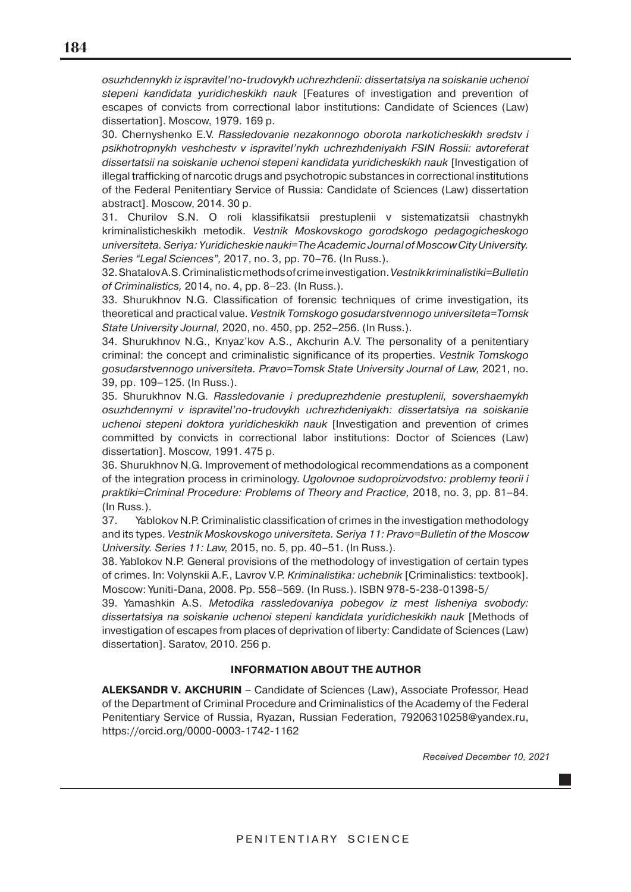*osuzhdennykh iz ispravitel'no-trudovykh uchrezhdenii: dissertatsiya na soiskanie uchenoi stepeni kandidata yuridicheskikh nauk* [Features of investigation and prevention of escapes of convicts from correctional labor institutions: Candidate of Sciences (Law) dissertation]. Moscow, 1979. 169 p.

30. Chernyshenko E.V. *Rassledovanie nezakonnogo oborota narkoticheskikh sredstv i psikhotropnykh veshchestv v ispravitel'nykh uchrezhdeniyakh FSIN Rossii: avtoreferat dissertatsii na soiskanie uchenoi stepeni kandidata yuridicheskikh nauk* [Investigation of illegal trafficking of narcotic drugs and psychotropic substances in correctional institutions of the Federal Penitentiary Service of Russia: Candidate of Sciences (Law) dissertation abstract]. Moscow, 2014. 30 p.

31. Churilov S.N. O roli klassifikatsii prestuplenii v sistematizatsii chastnykh kriminalisticheskikh metodik. *Vestnik Moskovskogo gorodskogo pedagogicheskogo universiteta. Seriya: Yuridicheskie nauki=The Academic Journal of Moscow City University. Series "Legal Sciences",* 2017, no. 3, pp. 70–76. (In Russ.).

32. Shatalov A.S. Criminalistic methods of crime investigation. *Vestnik kriminalistiki=Bulletin of Criminalistics,* 2014, no. 4, pp. 8–23. (In Russ.).

33. Shurukhnov N.G. Classification of forensic techniques of crime investigation, its theoretical and practical value. *Vestnik Tomskogo gosudarstvennogo universiteta=Tomsk State University Journal,* 2020, no. 450, pp. 252–256. (In Russ.).

34. Shurukhnov N.G., Knyaz'kov A.S., Akchurin A.V. The personality of a penitentiary criminal: the concept and criminalistic significance of its properties. *Vestnik Tomskogo gosudarstvennogo universiteta. Pravo=Tomsk State University Journal of Law,* 2021, no. 39, pp. 109–125. (In Russ.).

35. Shurukhnov N.G. *Rassledovanie i preduprezhdenie prestuplenii, sovershaemykh osuzhdennymi v ispravitel'no-trudovykh uchrezhdeniyakh: dissertatsiya na soiskanie uchenoi stepeni doktora yuridicheskikh nauk* [Investigation and prevention of crimes committed by convicts in correctional labor institutions: Doctor of Sciences (Law) dissertation]. Moscow, 1991. 475 p.

36. Shurukhnov N.G. Improvement of methodological recommendations as a component of the integration process in criminology. *Ugolovnoe sudoproizvodstvo: problemy teorii i praktiki=Criminal Procedure: Problems of Theory and Practice,* 2018, no. 3, pp. 81–84. (In Russ.).

37. Yablokov N.P. Criminalistic classification of crimes in the investigation methodology and its types. *Vestnik Moskovskogo universiteta. Seriya 11: Pravo=Bulletin of the Moscow University. Series 11: Law,* 2015, no. 5, pp. 40–51. (In Russ.).

38. Yablokov N.P. General provisions of the methodology of investigation of certain types of crimes. In: Volynskii A.F., Lavrov V.P. *Kriminalistika: uchebnik* [Criminalistics: textbook]. Moscow: Yuniti-Dana, 2008. Pp. 558–569. (In Russ.). ISBN 978-5-238-01398-5/

39. Yamashkin A.S. *Metodika rassledovaniya pobegov iz mest lisheniya svobody: dissertatsiya na soiskanie uchenoi stepeni kandidata yuridicheskikh nauk* [Methods of investigation of escapes from places of deprivation of liberty: Candidate of Sciences (Law) dissertation]. Saratov, 2010. 256 p.

## INFORMATION ABOUT THE AUTHOR

**ALEKSANDR V. AKCHURIN** – Candidate of Sciences (Law), Associate Professor, Head of the Department of Criminal Procedure and Criminalistics of the Academy of the Federal Penitentiary Service of Russia, Ryazan, Russian Federation, 79206310258@yandex.ru, https://orcid.org/0000-0003-1742-1162

*Received December 10, 2021*